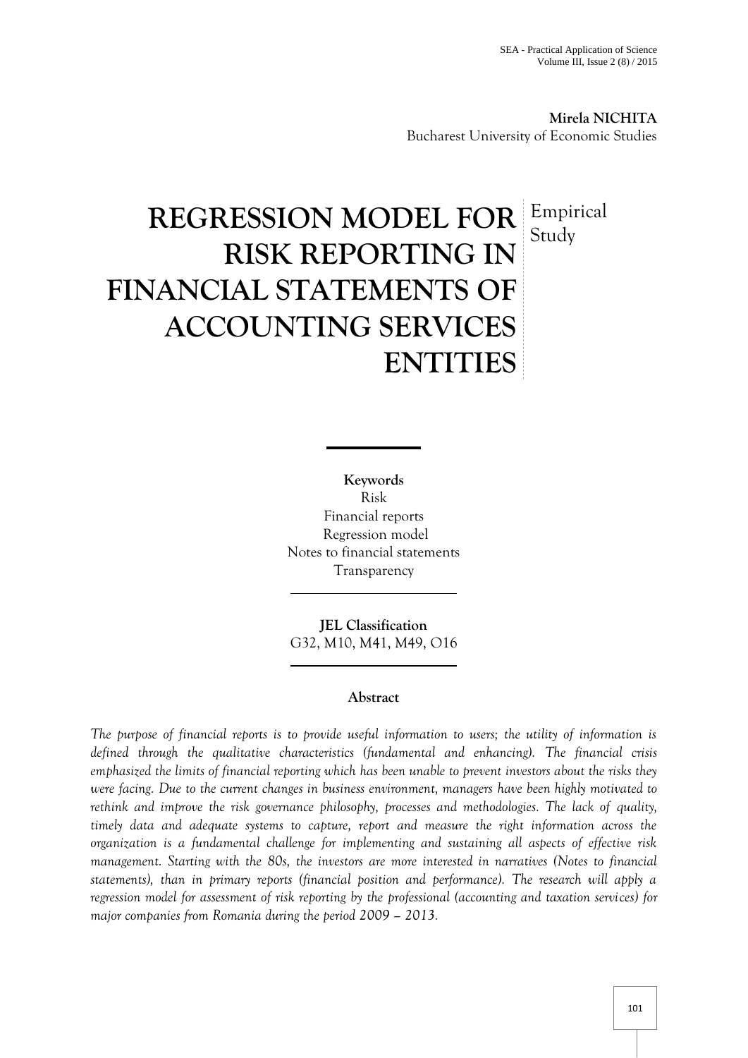**Mirela NICHITA**
Bucharest University of Economic Studies

# REGRESSION MODEL FOR RISK REPORTING IN FINANCIAL STATEMENTS OF ACCOUNTING SERVICES ENTITIES

Empirical Study

**Keywords**
Risk
Financial reports
Regression model
Notes to financial statements
Transparency

**JEL Classification**
G32, M10, M41, M49, O16

## Abstract

*The purpose of financial reports is to provide useful information to users; the utility of information is defined through the qualitative characteristics (fundamental and enhancing). The financial crisis emphasized the limits of financial reporting which has been unable to prevent investors about the risks they were facing. Due to the current changes in business environment, managers have been highly motivated to rethink and improve the risk governance philosophy, processes and methodologies. The lack of quality, timely data and adequate systems to capture, report and measure the right information across the organization is a fundamental challenge for implementing and sustaining all aspects of effective risk management. Starting with the 80s, the investors are more interested in narratives (Notes to financial statements), than in primary reports (financial position and performance). The research will apply a regression model for assessment of risk reporting by the professional (accounting and taxation services) for major companies from Romania during the period 2009 – 2013.*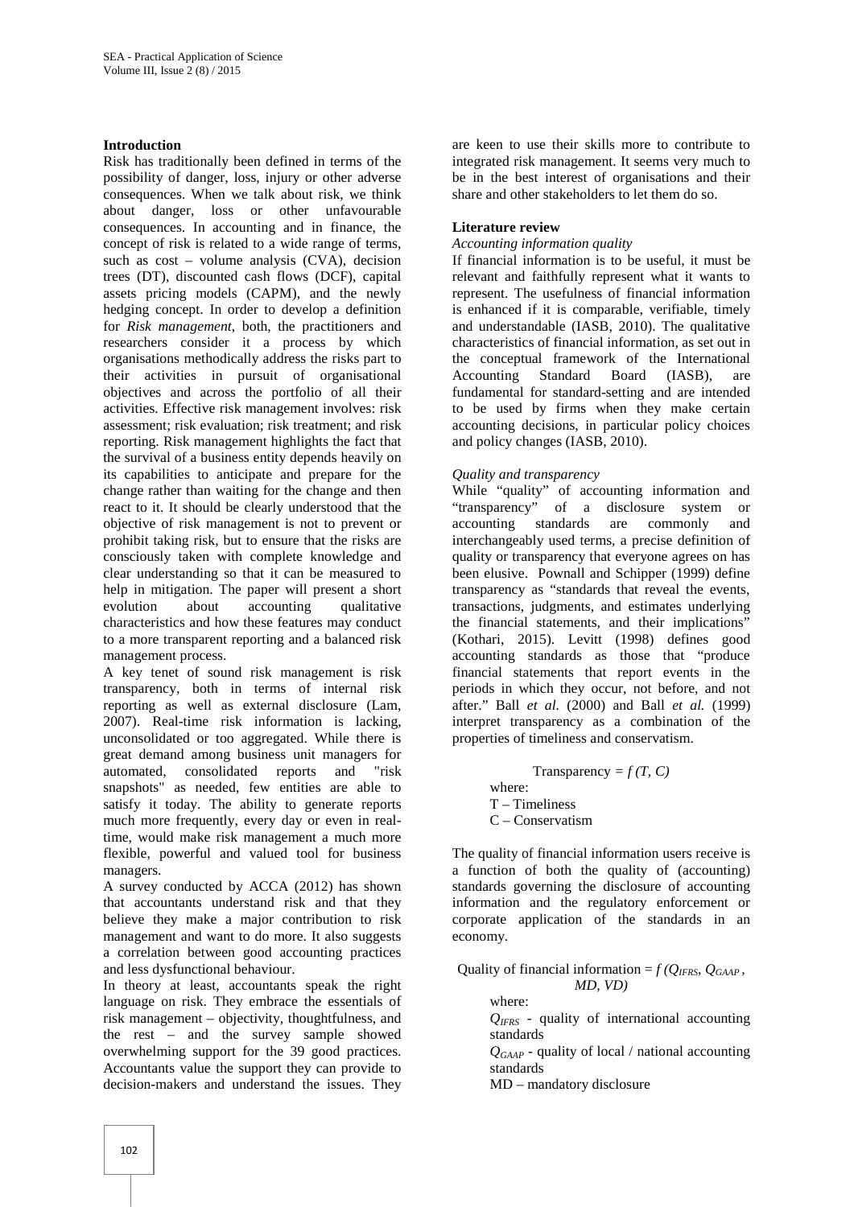## Introduction

Risk has traditionally been defined in terms of the possibility of danger, loss, injury or other adverse consequences. When we talk about risk, we think about danger, loss or other unfavourable consequences. In accounting and in finance, the concept of risk is related to a wide range of terms, such as cost – volume analysis (CVA), decision trees (DT), discounted cash flows (DCF), capital assets pricing models (CAPM), and the newly hedging concept. In order to develop a definition for *Risk management*, both, the practitioners and researchers consider it a process by which organisations methodically address the risks part to their activities in pursuit of organisational objectives and across the portfolio of all their activities. Effective risk management involves: risk assessment; risk evaluation; risk treatment; and risk reporting. Risk management highlights the fact that the survival of a business entity depends heavily on its capabilities to anticipate and prepare for the change rather than waiting for the change and then react to it. It should be clearly understood that the objective of risk management is not to prevent or prohibit taking risk, but to ensure that the risks are consciously taken with complete knowledge and clear understanding so that it can be measured to help in mitigation. The paper will present a short evolution about accounting qualitative characteristics and how these features may conduct to a more transparent reporting and a balanced risk management process.

A key tenet of sound risk management is risk transparency, both in terms of internal risk reporting as well as external disclosure (Lam, 2007). Real-time risk information is lacking, unconsolidated or too aggregated. While there is great demand among business unit managers for automated, consolidated reports and "risk snapshots" as needed, few entities are able to satisfy it today. The ability to generate reports much more frequently, every day or even in real-time, would make risk management a much more flexible, powerful and valued tool for business managers.

A survey conducted by ACCA (2012) has shown that accountants understand risk and that they believe they make a major contribution to risk management and want to do more. It also suggests a correlation between good accounting practices and less dysfunctional behaviour.

In theory at least, accountants speak the right language on risk. They embrace the essentials of risk management – objectivity, thoughtfulness, and the rest – and the survey sample showed overwhelming support for the 39 good practices. Accountants value the support they can provide to decision-makers and understand the issues. They are keen to use their skills more to contribute to integrated risk management. It seems very much to be in the best interest of organisations and their share and other stakeholders to let them do so.

## Literature review

### *Accounting information quality*

If financial information is to be useful, it must be relevant and faithfully represent what it wants to represent. The usefulness of financial information is enhanced if it is comparable, verifiable, timely and understandable (IASB, 2010). The qualitative characteristics of financial information, as set out in the conceptual framework of the International Accounting Standard Board (IASB), are fundamental for standard-setting and are intended to be used by firms when they make certain accounting decisions, in particular policy choices and policy changes (IASB, 2010).

### *Quality and transparency*

While "quality" of accounting information and "transparency" of a disclosure system or accounting standards are commonly and interchangeably used terms, a precise definition of quality or transparency that everyone agrees on has been elusive. Pownall and Schipper (1999) define transparency as "standards that reveal the events, transactions, judgments, and estimates underlying the financial statements, and their implications" (Kothari, 2015). Levitt (1998) defines good accounting standards as those that "produce financial statements that report events in the periods in which they occur, not before, and not after." Ball *et al.* (2000) and Ball *et al.* (1999) interpret transparency as a combination of the properties of timeliness and conservatism.

$$\text{Transparency} = f(T, C)$$

where:  
T – Timeliness  
C – Conservatism

The quality of financial information users receive is a function of both the quality of (accounting) standards governing the disclosure of accounting information and the regulatory enforcement or corporate application of the standards in an economy.

$$\text{Quality of financial information} = f(Q_{IFRS}, Q_{GAAP}, MD, VD)$$

where:  
$Q_{IFRS}$ - quality of international accounting standards  
$Q_{GAAP}$ - quality of local / national accounting standards  
MD – mandatory disclosure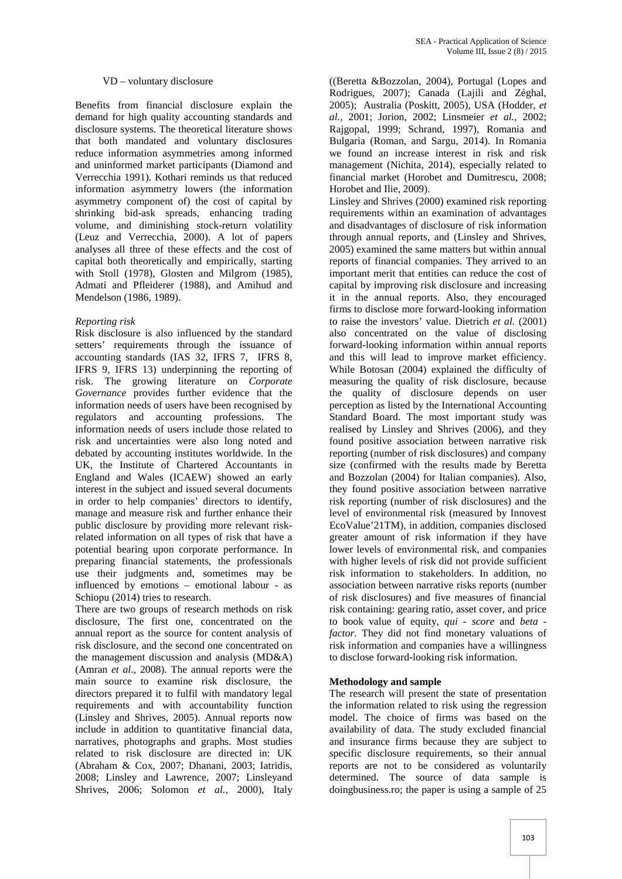VD – voluntary disclosure

Benefits from financial disclosure explain the demand for high quality accounting standards and disclosure systems. The theoretical literature shows that both mandated and voluntary disclosures reduce information asymmetries among informed and uninformed market participants (Diamond and Verrecchia 1991). Kothari reminds us that reduced information asymmetry lowers (the information asymmetry component of) the cost of capital by shrinking bid-ask spreads, enhancing trading volume, and diminishing stock-return volatility (Leuz and Verrecchia, 2000). A lot of papers analyses all three of these effects and the cost of capital both theoretically and empirically, starting with Stoll (1978), Glosten and Milgrom (1985), Admati and Pfleiderer (1988), and Amihud and Mendelson (1986, 1989).

*Reporting risk*

Risk disclosure is also influenced by the standard setters' requirements through the issuance of accounting standards (IAS 32, IFRS 7, IFRS 8, IFRS 9, IFRS 13) underpinning the reporting of risk. The growing literature on *Corporate Governance* provides further evidence that the information needs of users have been recognised by regulators and accounting professions. The information needs of users include those related to risk and uncertainties were also long noted and debated by accounting institutes worldwide. In the UK, the Institute of Chartered Accountants in England and Wales (ICAEW) showed an early interest in the subject and issued several documents in order to help companies' directors to identify, manage and measure risk and further enhance their public disclosure by providing more relevant risk-related information on all types of risk that have a potential bearing upon corporate performance. In preparing financial statements, the professionals use their judgments and, sometimes may be influenced by emotions – emotional labour - as Schiopu (2014) tries to research.

There are two groups of research methods on risk disclosure, The first one, concentrated on the annual report as the source for content analysis of risk disclosure, and the second one concentrated on the management discussion and analysis (MD&A) (Amran *et al*., 2008). The annual reports were the main source to examine risk disclosure, the directors prepared it to fulfil with mandatory legal requirements and with accountability function (Linsley and Shrives, 2005). Annual reports now include in addition to quantitative financial data, narratives, photographs and graphs. Most studies related to risk disclosure are directed in: UK (Abraham & Cox, 2007; Dhanani, 2003; Iatridis, 2008; Linsley and Lawrence, 2007; Linsleyand Shrives, 2006; Solomon *et al.,* 2000), Italy ((Beretta &Bozzolan, 2004), Portugal (Lopes and Rodrigues, 2007); Canada (Lajili and Zéghal, 2005); Australia (Poskitt, 2005), USA (Hodder, *et al.,* 2001; Jorion, 2002; Linsmeier *et al.,* 2002; Rajgopal, 1999; Schrand, 1997), Romania and Bulgaria (Roman, and Sargu, 2014). In Romania we found an increase interest in risk and risk management (Nichita, 2014), especially related to financial market (Horobet and Dumitrescu, 2008; Horobet and Ilie, 2009).

Linsley and Shrives (2000) examined risk reporting requirements within an examination of advantages and disadvantages of disclosure of risk information through annual reports, and (Linsley and Shrives, 2005) examined the same matters but within annual reports of financial companies. They arrived to an important merit that entities can reduce the cost of capital by improving risk disclosure and increasing it in the annual reports. Also, they encouraged firms to disclose more forward-looking information to raise the investors' value. Dietrich *et al.* (2001) also concentrated on the value of disclosing forward-looking information within annual reports and this will lead to improve market efficiency. While Botosan (2004) explained the difficulty of measuring the quality of risk disclosure, because the quality of disclosure depends on user perception as listed by the International Accounting Standard Board. The most important study was realised by Linsley and Shrives (2006), and they found positive association between narrative risk reporting (number of risk disclosures) and company size (confirmed with the results made by Beretta and Bozzolan (2004) for Italian companies). Also, they found positive association between narrative risk reporting (number of risk disclosures) and the level of environmental risk (measured by Innovest EcoValue'21TM), in addition, companies disclosed greater amount of risk information if they have lower levels of environmental risk, and companies with higher levels of risk did not provide sufficient risk information to stakeholders. In addition, no association between narrative risks reports (number of risk disclosures) and five measures of financial risk containing: gearing ratio, asset cover, and price to book value of equity, *qui - score* and *beta - factor*. They did not find monetary valuations of risk information and companies have a willingness to disclose forward-looking risk information.

## Methodology and sample

The research will present the state of presentation the information related to risk using the regression model. The choice of firms was based on the availability of data. The study excluded financial and insurance firms because they are subject to specific disclosure requirements, so their annual reports are not to be considered as voluntarily determined. The source of data sample is doingbusiness.ro; the paper is using a sample of 25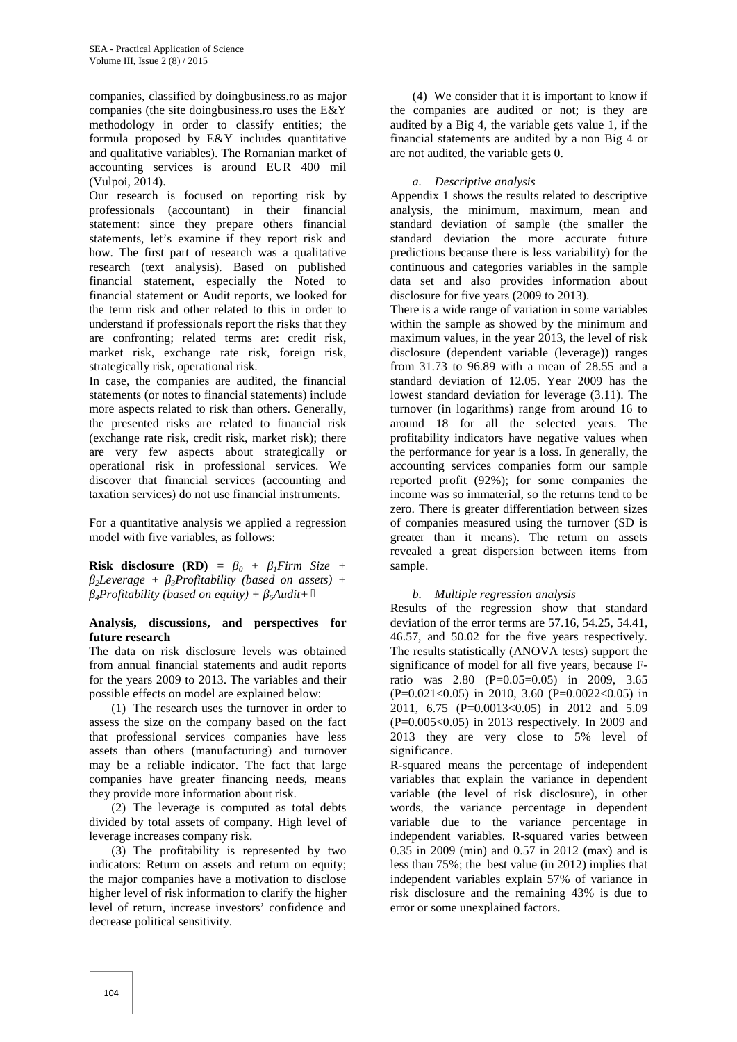companies, classified by doingbusiness.ro as major companies (the site doingbusiness.ro uses the E&Y methodology in order to classify entities; the formula proposed by E&Y includes quantitative and qualitative variables). The Romanian market of accounting services is around EUR 400 mil (Vulpoi, 2014).

Our research is focused on reporting risk by professionals (accountant) in their financial statement: since they prepare others financial statements, let's examine if they report risk and how. The first part of research was a qualitative research (text analysis). Based on published financial statement, especially the Noted to financial statement or Audit reports, we looked for the term risk and other related to this in order to understand if professionals report the risks that they are confronting; related terms are: credit risk, market risk, exchange rate risk, foreign risk, strategically risk, operational risk.

In case, the companies are audited, the financial statements (or notes to financial statements) include more aspects related to risk than others. Generally, the presented risks are related to financial risk (exchange rate risk, credit risk, market risk); there are very few aspects about strategically or operational risk in professional services. We discover that financial services (accounting and taxation services) do not use financial instruments.

For a quantitative analysis we applied a regression model with five variables, as follows:

**Risk disclosure (RD)** = $\beta_0$ + $\beta_1$*Firm Size* + $\beta_2$*Leverage* + $\beta_3$*Profitability (based on assets)* + $\beta_4$*Profitability (based on equity)* + $\beta_5$*Audit* + $\varepsilon$

**Analysis, discussions, and perspectives for future research**

The data on risk disclosure levels was obtained from annual financial statements and audit reports for the years 2009 to 2013. The variables and their possible effects on model are explained below:

(1) The research uses the turnover in order to assess the size on the company based on the fact that professional services companies have less assets than others (manufacturing) and turnover may be a reliable indicator. The fact that large companies have greater financing needs, means they provide more information about risk.

(2) The leverage is computed as total debts divided by total assets of company. High level of leverage increases company risk.

(3) The profitability is represented by two indicators: Return on assets and return on equity; the major companies have a motivation to disclose higher level of risk information to clarify the higher level of return, increase investors' confidence and decrease political sensitivity.

(4) We consider that it is important to know if the companies are audited or not; is they are audited by a Big 4, the variable gets value 1, if the financial statements are audited by a non Big 4 or are not audited, the variable gets 0.

*a. Descriptive analysis*

Appendix 1 shows the results related to descriptive analysis, the minimum, maximum, mean and standard deviation of sample (the smaller the standard deviation the more accurate future predictions because there is less variability) for the continuous and categories variables in the sample data set and also provides information about disclosure for five years (2009 to 2013).

There is a wide range of variation in some variables within the sample as showed by the minimum and maximum values, in the year 2013, the level of risk disclosure (dependent variable (leverage)) ranges from 31.73 to 96.89 with a mean of 28.55 and a standard deviation of 12.05. Year 2009 has the lowest standard deviation for leverage (3.11). The turnover (in logarithms) range from around 16 to around 18 for all the selected years. The profitability indicators have negative values when the performance for year is a loss. In generally, the accounting services companies form our sample reported profit (92%); for some companies the income was so immaterial, so the returns tend to be zero. There is greater differentiation between sizes of companies measured using the turnover (SD is greater than it means). The return on assets revealed a great dispersion between items from sample.

*b. Multiple regression analysis*

Results of the regression show that standard deviation of the error terms are 57.16, 54.25, 54.41, 46.57, and 50.02 for the five years respectively. The results statistically (ANOVA tests) support the significance of model for all five years, because F-ratio was 2.80 ($P=0.05=0.05$) in 2009, 3.65 ($P=0.021<0.05$) in 2010, 3.60 ($P=0.0022<0.05$) in 2011, 6.75 ($P=0.0013<0.05$) in 2012 and 5.09 ($P=0.005<0.05$) in 2013 respectively. In 2009 and 2013 they are very close to 5% level of significance.

R-squared means the percentage of independent variables that explain the variance in dependent variable (the level of risk disclosure), in other words, the variance percentage in dependent variable due to the variance percentage in independent variables. R-squared varies between 0.35 in 2009 (min) and 0.57 in 2012 (max) and is less than 75%; the best value (in 2012) implies that independent variables explain 57% of variance in risk disclosure and the remaining 43% is due to error or some unexplained factors.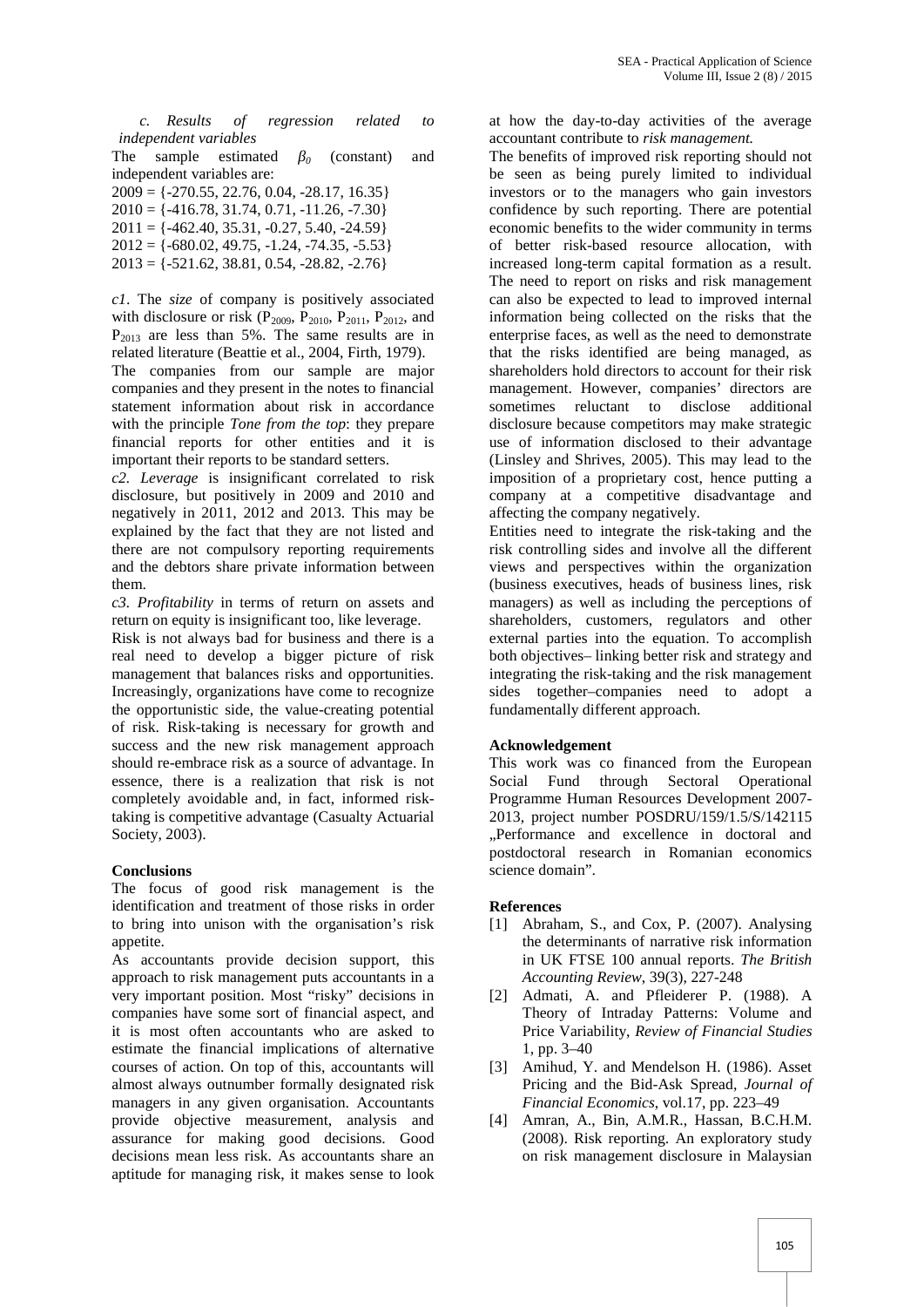*c. Results of regression related to independent variables*

The sample estimated $\beta_0$ (constant) and independent variables are:

2009 = {-270.55, 22.76, 0.04, -28.17, 16.35}
2010 = {-416.78, 31.74, 0.71, -11.26, -7.30}
2011 = {-462.40, 35.31, -0.27, 5.40, -24.59}
2012 = {-680.02, 49.75, -1.24, -74.35, -5.53}
2013 = {-521.62, 38.81, 0.54, -28.82, -2.76}

*c1*. The *size* of company is positively associated with disclosure or risk ($P_{2009}$, $P_{2010}$, $P_{2011}$, $P_{2012}$, and $P_{2013}$ are less than 5%. The same results are in related literature (Beattie et al., 2004, Firth, 1979).

The companies from our sample are major companies and they present in the notes to financial statement information about risk in accordance with the principle *Tone from the top*: they prepare financial reports for other entities and it is important their reports to be standard setters.

*c2. Leverage* is insignificant correlated to risk disclosure, but positively in 2009 and 2010 and negatively in 2011, 2012 and 2013. This may be explained by the fact that they are not listed and there are not compulsory reporting requirements and the debtors share private information between them.

*c3. Profitability* in terms of return on assets and return on equity is insignificant too, like leverage.

Risk is not always bad for business and there is a real need to develop a bigger picture of risk management that balances risks and opportunities. Increasingly, organizations have come to recognize the opportunistic side, the value-creating potential of risk. Risk-taking is necessary for growth and success and the new risk management approach should re-embrace risk as a source of advantage. In essence, there is a realization that risk is not completely avoidable and, in fact, informed risk-taking is competitive advantage (Casualty Actuarial Society, 2003).

**Conclusions**

The focus of good risk management is the identification and treatment of those risks in order to bring into unison with the organisation's risk appetite.

As accountants provide decision support, this approach to risk management puts accountants in a very important position. Most "risky" decisions in companies have some sort of financial aspect, and it is most often accountants who are asked to estimate the financial implications of alternative courses of action. On top of this, accountants will almost always outnumber formally designated risk managers in any given organisation. Accountants provide objective measurement, analysis and assurance for making good decisions. Good decisions mean less risk. As accountants share an aptitude for managing risk, it makes sense to look at how the day-to-day activities of the average accountant contribute to *risk management.*

The benefits of improved risk reporting should not be seen as being purely limited to individual investors or to the managers who gain investors confidence by such reporting. There are potential economic benefits to the wider community in terms of better risk-based resource allocation, with increased long-term capital formation as a result. The need to report on risks and risk management can also be expected to lead to improved internal information being collected on the risks that the enterprise faces, as well as the need to demonstrate that the risks identified are being managed, as shareholders hold directors to account for their risk management. However, companies' directors are sometimes reluctant to disclose additional disclosure because competitors may make strategic use of information disclosed to their advantage (Linsley and Shrives, 2005). This may lead to the imposition of a proprietary cost, hence putting a company at a competitive disadvantage and affecting the company negatively.

Entities need to integrate the risk-taking and the risk controlling sides and involve all the different views and perspectives within the organization (business executives, heads of business lines, risk managers) as well as including the perceptions of shareholders, customers, regulators and other external parties into the equation. To accomplish both objectives– linking better risk and strategy and integrating the risk-taking and the risk management sides together–companies need to adopt a fundamentally different approach.

**Acknowledgement**

This work was co financed from the European Social Fund through Sectoral Operational Programme Human Resources Development 2007-2013, project number POSDRU/159/1.5/S/142115 „Performance and excellence in doctoral and postdoctoral research in Romanian economics science domain".

**References**

[1] Abraham, S., and Cox, P. (2007). Analysing the determinants of narrative risk information in UK FTSE 100 annual reports. *The British Accounting Review*, 39(3), 227-248

[2] Admati, A. and Pfleiderer P. (1988). A Theory of Intraday Patterns: Volume and Price Variability, *Review of Financial Studies* 1, pp. 3–40

[3] Amihud, Y. and Mendelson H. (1986). Asset Pricing and the Bid-Ask Spread, *Journal of Financial Economics*, vol.17, pp. 223–49

[4] Amran, A., Bin, A.M.R., Hassan, B.C.H.M. (2008). Risk reporting. An exploratory study on risk management disclosure in Malaysian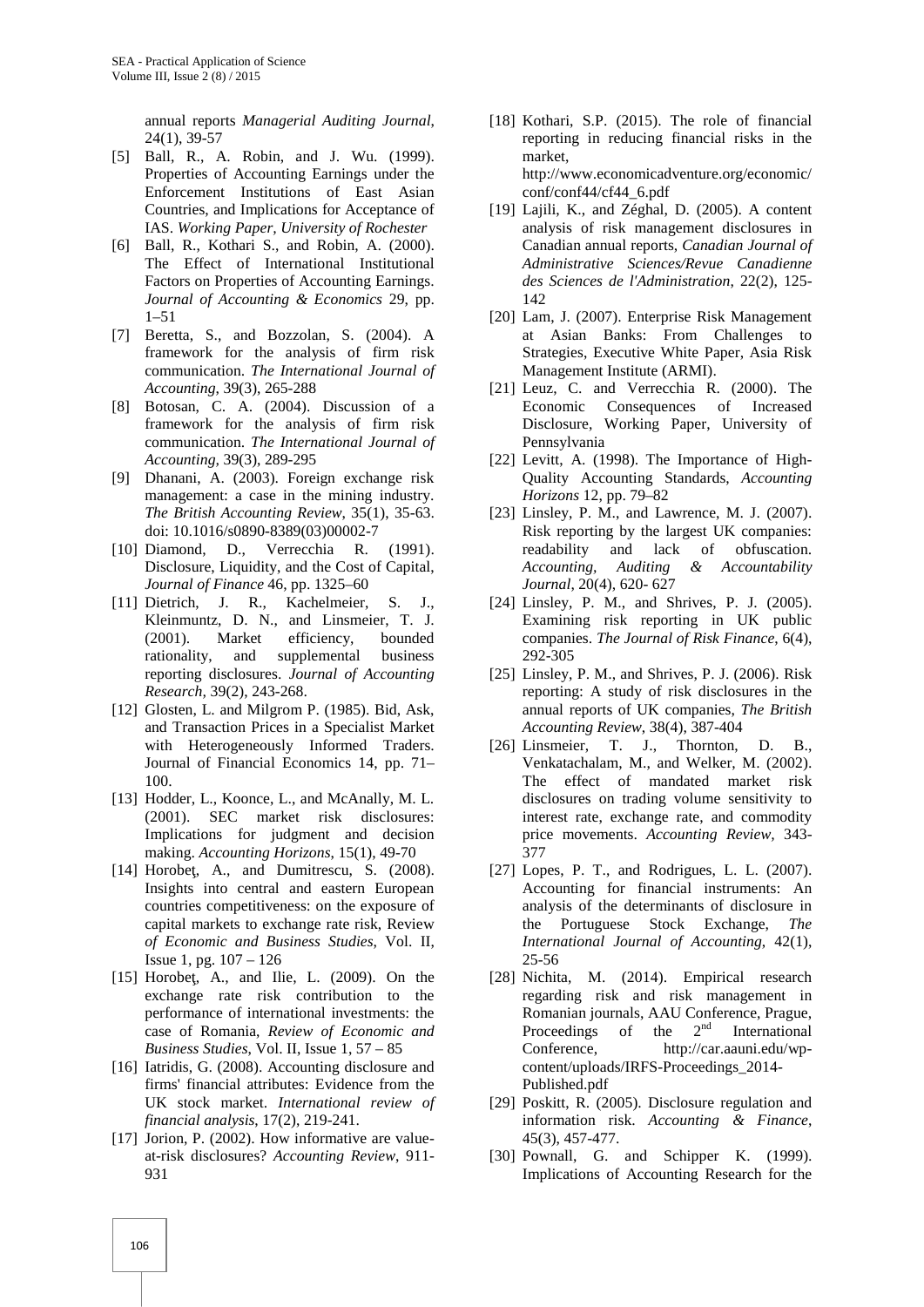annual reports *Managerial Auditing Journal*, 24(1), 39-57

[5] Ball, R., A. Robin, and J. Wu. (1999). Properties of Accounting Earnings under the Enforcement Institutions of East Asian Countries, and Implications for Acceptance of IAS. *Working Paper, University of Rochester*

[6] Ball, R., Kothari S., and Robin, A. (2000). The Effect of International Institutional Factors on Properties of Accounting Earnings. *Journal of Accounting & Economics* 29, pp. 1–51

[7] Beretta, S., and Bozzolan, S. (2004). A framework for the analysis of firm risk communication. *The International Journal of Accounting*, 39(3), 265-288

[8] Botosan, C. A. (2004). Discussion of a framework for the analysis of firm risk communication. *The International Journal of Accounting*, 39(3), 289-295

[9] Dhanani, A. (2003). Foreign exchange risk management: a case in the mining industry. *The British Accounting Review*, 35(1), 35-63. doi: 10.1016/s0890-8389(03)00002-7

[10] Diamond, D., Verrecchia R. (1991). Disclosure, Liquidity, and the Cost of Capital, *Journal of Finance* 46, pp. 1325–60

[11] Dietrich, J. R., Kachelmeier, S. J., Kleinmuntz, D. N., and Linsmeier, T. J. (2001). Market efficiency, bounded rationality, and supplemental business reporting disclosures. *Journal of Accounting Research*, 39(2), 243-268.

[12] Glosten, L. and Milgrom P. (1985). Bid, Ask, and Transaction Prices in a Specialist Market with Heterogeneously Informed Traders. Journal of Financial Economics 14, pp. 71–100.

[13] Hodder, L., Koonce, L., and McAnally, M. L. (2001). SEC market risk disclosures: Implications for judgment and decision making. *Accounting Horizons*, 15(1), 49-70

[14] Horobeţ, A., and Dumitrescu, S. (2008). Insights into central and eastern European countries competitiveness: on the exposure of capital markets to exchange rate risk, Review *of Economic and Business Studies*, Vol. II, Issue 1, pg. 107 – 126

[15] Horobeţ, A., and Ilie, L. (2009). On the exchange rate risk contribution to the performance of international investments: the case of Romania, *Review of Economic and Business Studies*, Vol. II, Issue 1, 57 – 85

[16] Iatridis, G. (2008). Accounting disclosure and firms' financial attributes: Evidence from the UK stock market. *International review of financial analysis*, 17(2), 219-241.

[17] Jorion, P. (2002). How informative are value-at-risk disclosures? *Accounting Review*, 911-931

[18] Kothari, S.P. (2015). The role of financial reporting in reducing financial risks in the market, http://www.economicadventure.org/economic/conf/conf44/cf44_6.pdf

[19] Lajili, K., and Zéghal, D. (2005). A content analysis of risk management disclosures in Canadian annual reports, *Canadian Journal of Administrative Sciences/Revue Canadienne des Sciences de l'Administration*, 22(2), 125-142

[20] Lam, J. (2007). Enterprise Risk Management at Asian Banks: From Challenges to Strategies, Executive White Paper, Asia Risk Management Institute (ARMI).

[21] Leuz, C. and Verrecchia R. (2000). The Economic Consequences of Increased Disclosure, Working Paper, University of Pennsylvania

[22] Levitt, A. (1998). The Importance of High-Quality Accounting Standards, *Accounting Horizons* 12, pp. 79–82

[23] Linsley, P. M., and Lawrence, M. J. (2007). Risk reporting by the largest UK companies: readability and lack of obfuscation. *Accounting, Auditing & Accountability Journal*, 20(4), 620- 627

[24] Linsley, P. M., and Shrives, P. J. (2005). Examining risk reporting in UK public companies. *The Journal of Risk Finance*, 6(4), 292-305

[25] Linsley, P. M., and Shrives, P. J. (2006). Risk reporting: A study of risk disclosures in the annual reports of UK companies, *The British Accounting Review*, 38(4), 387-404

[26] Linsmeier, T. J., Thornton, D. B., Venkatachalam, M., and Welker, M. (2002). The effect of mandated market risk disclosures on trading volume sensitivity to interest rate, exchange rate, and commodity price movements. *Accounting Review*, 343-377

[27] Lopes, P. T., and Rodrigues, L. L. (2007). Accounting for financial instruments: An analysis of the determinants of disclosure in the Portuguese Stock Exchange, *The International Journal of Accounting*, 42(1), 25-56

[28] Nichita, M. (2014). Empirical research regarding risk and risk management in Romanian journals, AAU Conference, Prague, Proceedings of the 2nd International Conference, http://car.aauni.edu/wp-content/uploads/IRFS-Proceedings_2014-Published.pdf

[29] Poskitt, R. (2005). Disclosure regulation and information risk. *Accounting & Finance*, 45(3), 457-477.

[30] Pownall, G. and Schipper K. (1999). Implications of Accounting Research for the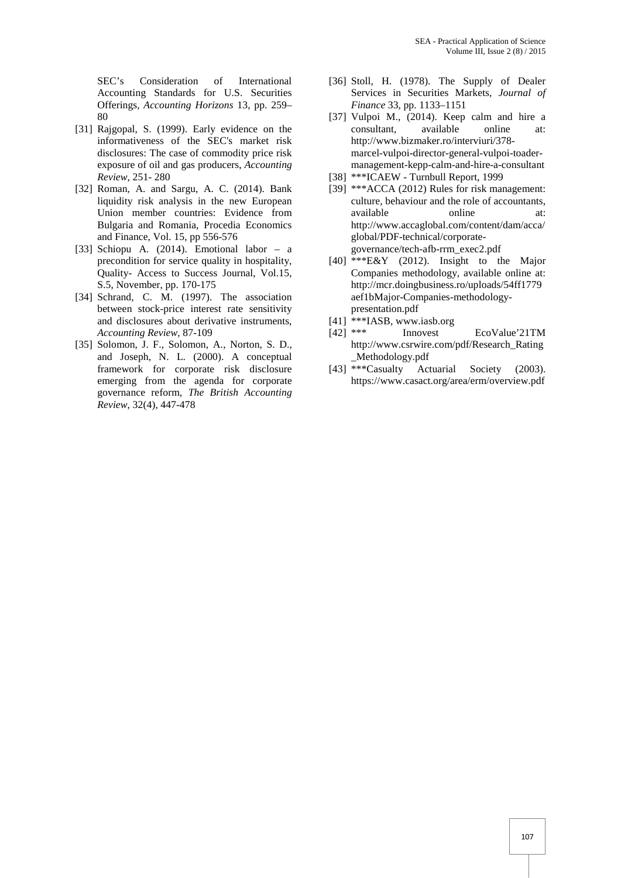SEC's Consideration of International Accounting Standards for U.S. Securities Offerings, *Accounting Horizons* 13, pp. 259–80

[31] Rajgopal, S. (1999). Early evidence on the informativeness of the SEC's market risk disclosures: The case of commodity price risk exposure of oil and gas producers, *Accounting Review*, 251- 280

[32] Roman, A. and Sargu, A. C. (2014). Bank liquidity risk analysis in the new European Union member countries: Evidence from Bulgaria and Romania, Procedia Economics and Finance, Vol. 15, pp 556-576

[33] Schiopu A. (2014). Emotional labor – a precondition for service quality in hospitality, Quality- Access to Success Journal, Vol.15, S.5, November, pp. 170-175

[34] Schrand, C. M. (1997). The association between stock-price interest rate sensitivity and disclosures about derivative instruments, *Accounting Review*, 87-109

[35] Solomon, J. F., Solomon, A., Norton, S. D., and Joseph, N. L. (2000). A conceptual framework for corporate risk disclosure emerging from the agenda for corporate governance reform, *The British Accounting Review*, 32(4), 447-478

[36] Stoll, H. (1978). The Supply of Dealer Services in Securities Markets, *Journal of Finance* 33, pp. 1133–1151

[37] Vulpoi M., (2014). Keep calm and hire a consultant, available online at: http://www.bizmaker.ro/interviuri/378-marcel-vulpoi-director-general-vulpoi-toader-management-kepp-calm-and-hire-a-consultant

[38] ***ICAEW - Turnbull Report, 1999

[39] ***ACCA (2012) Rules for risk management: culture, behaviour and the role of accountants, available online at: http://www.accaglobal.com/content/dam/acca/global/PDF-technical/corporate-governance/tech-afb-rrm_exec2.pdf

[40] ***E&Y (2012). Insight to the Major Companies methodology, available online at: http://mcr.doingbusiness.ro/uploads/54ff1779aef1bMajor-Companies-methodology-presentation.pdf

[41] ***IASB, www.iasb.org

[42] *** Innovest EcoValue'21TM http://www.csrwire.com/pdf/Research_Rating_Methodology.pdf

[43] ***Casualty Actuarial Society (2003). https://www.casact.org/area/erm/overview.pdf